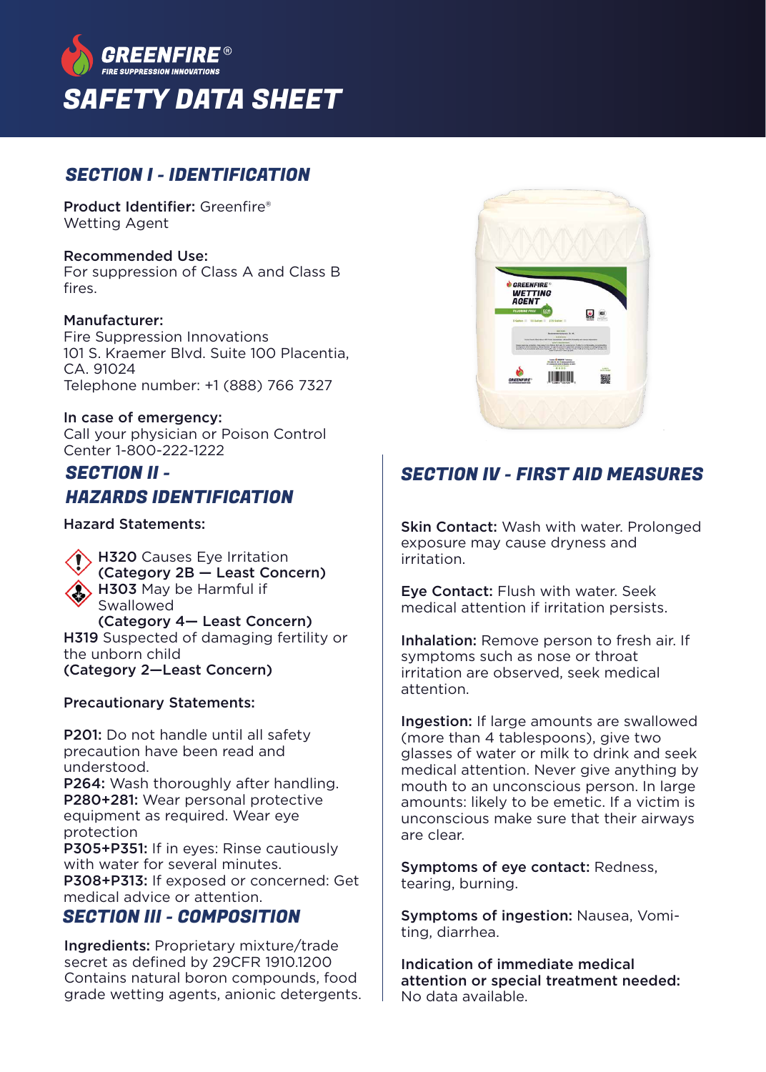GREENFIRE®
FIRE SUPPRESSION INNOVATIONS

# SAFETY DATA SHEET

## SECTION I - IDENTIFICATION

**Product Identifier:** Greenfire® Wetting Agent

**Recommended Use:**
For suppression of Class A and Class B fires.

**Manufacturer:**
Fire Suppression Innovations
101 S. Kraemer Blvd. Suite 100 Placentia, CA. 91024
Telephone number: +1 (888) 766 7327

**In case of emergency:**
Call your physician or Poison Control Center 1-800-222-1222

## SECTION II - HAZARDS IDENTIFICATION

**Hazard Statements:**

**H320** Causes Eye Irritation
**(Category 2B — Least Concern)**
**H303** May be Harmful if Swallowed
**(Category 4— Least Concern)**
**H319** Suspected of damaging fertility or the unborn child
**(Category 2—Least Concern)**

**Precautionary Statements:**

**P201:** Do not handle until all safety precaution have been read and understood.
**P264:** Wash thoroughly after handling.
**P280+281:** Wear personal protective equipment as required. Wear eye protection
**P305+P351:** If in eyes: Rinse cautiously with water for several minutes.
**P308+P313:** If exposed or concerned: Get medical advice or attention.

## SECTION III - COMPOSITION

**Ingredients:** Proprietary mixture/trade secret as defined by 29CFR 1910.1200
Contains natural boron compounds, food grade wetting agents, anionic detergents.

## SECTION IV - FIRST AID MEASURES

**Skin Contact:** Wash with water. Prolonged exposure may cause dryness and irritation.

**Eye Contact:** Flush with water. Seek medical attention if irritation persists.

**Inhalation:** Remove person to fresh air. If symptoms such as nose or throat irritation are observed, seek medical attention.

**Ingestion:** If large amounts are swallowed (more than 4 tablespoons), give two glasses of water or milk to drink and seek medical attention. Never give anything by mouth to an unconscious person. In large amounts: likely to be emetic. If a victim is unconscious make sure that their airways are clear.

**Symptoms of eye contact:** Redness, tearing, burning.

**Symptoms of ingestion:** Nausea, Vomiting, diarrhea.

**Indication of immediate medical attention or special treatment needed:**
No data available.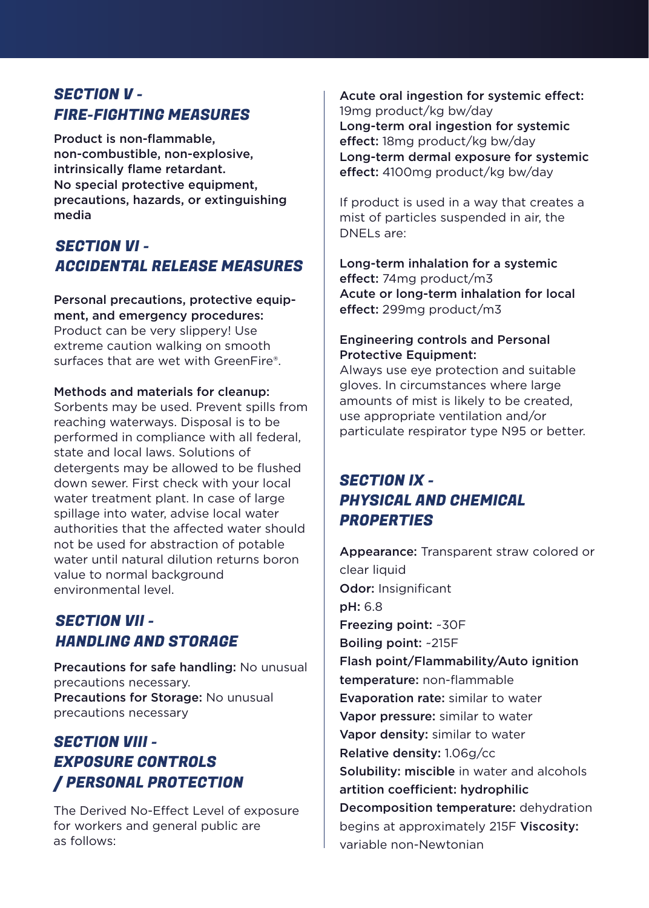## SECTION V - FIRE-FIGHTING MEASURES

**Product is non-flammable, non-combustible, non-explosive, intrinsically flame retardant. No special protective equipment, precautions, hazards, or extinguishing media**

## SECTION VI - ACCIDENTAL RELEASE MEASURES

**Personal precautions, protective equipment, and emergency procedures:** Product can be very slippery! Use extreme caution walking on smooth surfaces that are wet with GreenFire®.

**Methods and materials for cleanup:** Sorbents may be used. Prevent spills from reaching waterways. Disposal is to be performed in compliance with all federal, state and local laws. Solutions of detergents may be allowed to be flushed down sewer. First check with your local water treatment plant. In case of large spillage into water, advise local water authorities that the affected water should not be used for abstraction of potable water until natural dilution returns boron value to normal background environmental level.

## SECTION VII - HANDLING AND STORAGE

**Precautions for safe handling:** No unusual precautions necessary.
**Precautions for Storage:** No unusual precautions necessary

## SECTION VIII - EXPOSURE CONTROLS / PERSONAL PROTECTION

The Derived No-Effect Level of exposure for workers and general public are as follows:

**Acute oral ingestion for systemic effect:** 19mg product/kg bw/day
**Long-term oral ingestion for systemic effect:** 18mg product/kg bw/day
**Long-term dermal exposure for systemic effect:** 4100mg product/kg bw/day

If product is used in a way that creates a mist of particles suspended in air, the DNELs are:

**Long-term inhalation for a systemic effect:** 74mg product/m3
**Acute or long-term inhalation for local effect:** 299mg product/m3

**Engineering controls and Personal Protective Equipment:**
Always use eye protection and suitable gloves. In circumstances where large amounts of mist is likely to be created, use appropriate ventilation and/or particulate respirator type N95 or better.

## SECTION IX - PHYSICAL AND CHEMICAL PROPERTIES

**Appearance:** Transparent straw colored or clear liquid
**Odor:** Insignificant
**pH:** 6.8
**Freezing point:** ~30F
**Boiling point:** ~215F
**Flash point/Flammability/Auto ignition temperature:** non-flammable
**Evaporation rate:** similar to water
**Vapor pressure:** similar to water
**Vapor density:** similar to water
**Relative density:** 1.06g/cc
**Solubility: miscible** in water and alcohols
**artition coefficient: hydrophilic**
**Decomposition temperature:** dehydration begins at approximately 215F **Viscosity:** variable non-Newtonian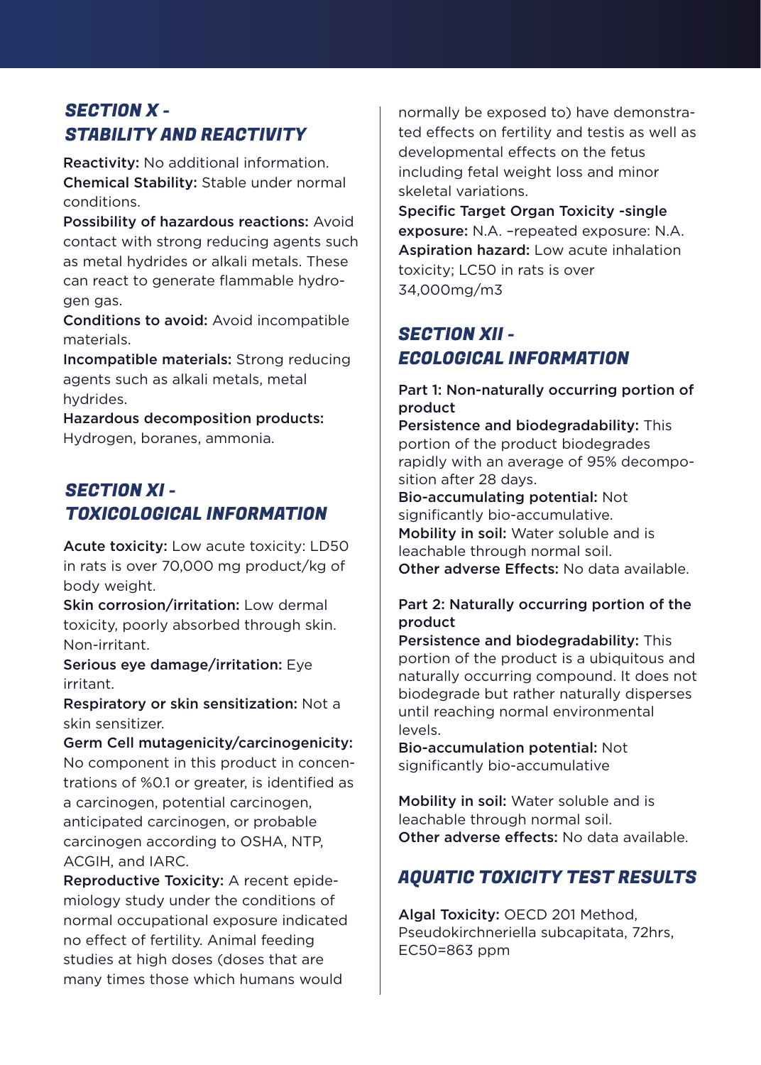## *SECTION X - STABILITY AND REACTIVITY*

**Reactivity:** No additional information.
**Chemical Stability:** Stable under normal conditions.
**Possibility of hazardous reactions:** Avoid contact with strong reducing agents such as metal hydrides or alkali metals. These can react to generate flammable hydrogen gas.
**Conditions to avoid:** Avoid incompatible materials.
**Incompatible materials:** Strong reducing agents such as alkali metals, metal hydrides.
**Hazardous decomposition products:** Hydrogen, boranes, ammonia.

## *SECTION XI - TOXICOLOGICAL INFORMATION*

**Acute toxicity:** Low acute toxicity: LD50 in rats is over 70,000 mg product/kg of body weight.
**Skin corrosion/irritation:** Low dermal toxicity, poorly absorbed through skin. Non-irritant.
**Serious eye damage/irritation:** Eye irritant.
**Respiratory or skin sensitization:** Not a skin sensitizer.
**Germ Cell mutagenicity/carcinogenicity:** No component in this product in concentrations of %0.1 or greater, is identified as a carcinogen, potential carcinogen, anticipated carcinogen, or probable carcinogen according to OSHA, NTP, ACGIH, and IARC.
**Reproductive Toxicity:** A recent epidemiology study under the conditions of normal occupational exposure indicated no effect of fertility. Animal feeding studies at high doses (doses that are many times those which humans would normally be exposed to) have demonstrated effects on fertility and testis as well as developmental effects on the fetus including fetal weight loss and minor skeletal variations.
**Specific Target Organ Toxicity -single exposure:** N.A. –repeated exposure: N.A.
**Aspiration hazard:** Low acute inhalation toxicity; LC50 in rats is over 34,000mg/m3

## *SECTION XII - ECOLOGICAL INFORMATION*

**Part 1: Non-naturally occurring portion of product**
**Persistence and biodegradability:** This portion of the product biodegrades rapidly with an average of 95% decomposition after 28 days.
**Bio-accumulating potential:** Not significantly bio-accumulative.
**Mobility in soil:** Water soluble and is leachable through normal soil.
**Other adverse Effects:** No data available.

**Part 2: Naturally occurring portion of the product**
**Persistence and biodegradability:** This portion of the product is a ubiquitous and naturally occurring compound. It does not biodegrade but rather naturally disperses until reaching normal environmental levels.
**Bio-accumulation potential:** Not significantly bio-accumulative

**Mobility in soil:** Water soluble and is leachable through normal soil.
**Other adverse effects:** No data available.

## *AQUATIC TOXICITY TEST RESULTS*

**Algal Toxicity:** OECD 201 Method, Pseudokirchneriella subcapitata, 72hrs, EC50=863 ppm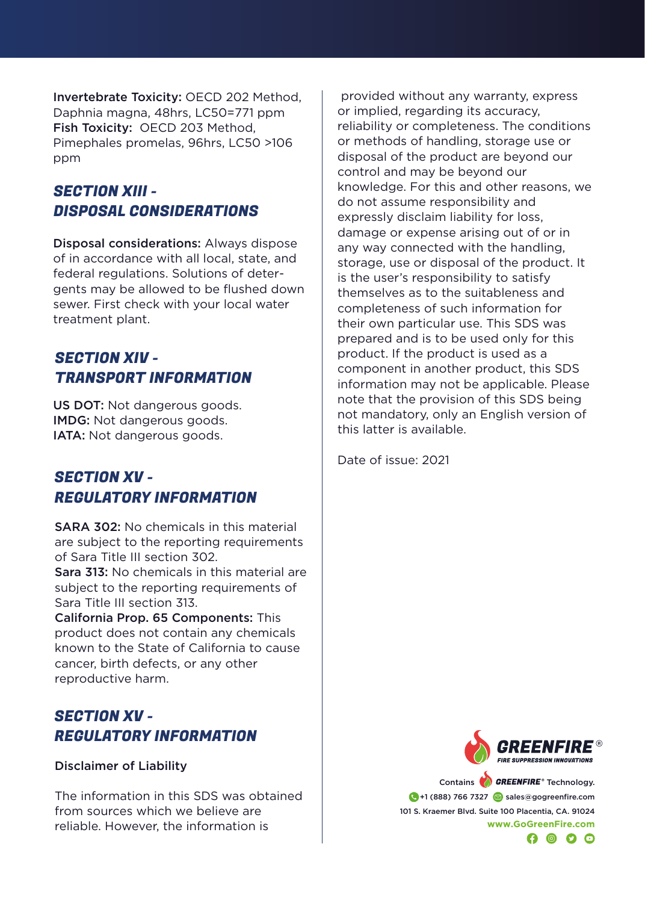**Invertebrate Toxicity:** OECD 202 Method, Daphnia magna, 48hrs, LC50=771 ppm
**Fish Toxicity:** OECD 203 Method, Pimephales promelas, 96hrs, LC50 >106 ppm

## SECTION XIII - DISPOSAL CONSIDERATIONS

**Disposal considerations:** Always dispose of in accordance with all local, state, and federal regulations. Solutions of detergents may be allowed to be flushed down sewer. First check with your local water treatment plant.

## SECTION XIV - TRANSPORT INFORMATION

**US DOT:** Not dangerous goods.
**IMDG:** Not dangerous goods.
**IATA:** Not dangerous goods.

## SECTION XV - REGULATORY INFORMATION

**SARA 302:** No chemicals in this material are subject to the reporting requirements of Sara Title III section 302.
**Sara 313:** No chemicals in this material are subject to the reporting requirements of Sara Title III section 313.
**California Prop. 65 Components:** This product does not contain any chemicals known to the State of California to cause cancer, birth defects, or any other reproductive harm.

## SECTION XV - REGULATORY INFORMATION

Disclaimer of Liability

The information in this SDS was obtained from sources which we believe are reliable. However, the information is provided without any warranty, express or implied, regarding its accuracy, reliability or completeness. The conditions or methods of handling, storage use or disposal of the product are beyond our control and may be beyond our knowledge. For this and other reasons, we do not assume responsibility and expressly disclaim liability for loss, damage or expense arising out of or in any way connected with the handling, storage, use or disposal of the product. It is the user's responsibility to satisfy themselves as to the suitableness and completeness of such information for their own particular use. This SDS was prepared and is to be used only for this product. If the product is used as a component in another product, this SDS information may not be applicable. Please note that the provision of this SDS being not mandatory, only an English version of this latter is available.

Date of issue: 2021

GREENFIRE®
FIRE SUPPRESSION INNOVATIONS

Contains GREENFIRE® Technology.
+1 (888) 766 7327 sales@gogreenfire.com
101 S. Kraemer Blvd. Suite 100 Placentia, CA. 91024
www.GoGreenFire.com